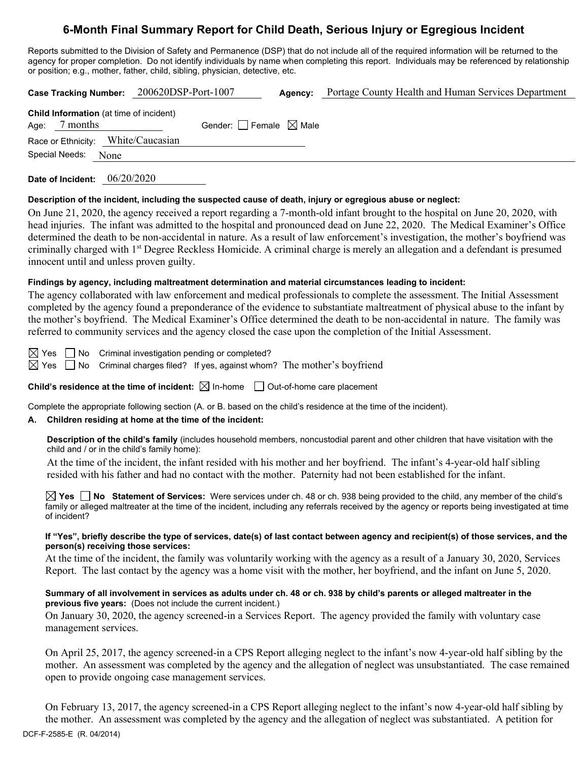# 6-Month Final Summary Report for Child Death, Serious Injury or Egregious Incident

Reports submitted to the Division of Safety and Permanence (DSP) that do not include all of the required information will be returned to the agency for proper completion. Do not identify individuals by name when completing this report. Individuals may be referenced by relationship or position; e.g., mother, father, child, sibling, physician, detective, etc.

**Case Tracking Number:** 200620DSP-Port-1007 **Agency:** Portage County Health and Human Services Department

**Child Information** (at time of incident)

Age: 7 months Gender: ☐ Female ☒ Male

Race or Ethnicity: White/Caucasian

Special Needs: None

**Date of Incident:** 06/20/2020

**Description of the incident, including the suspected cause of death, injury or egregious abuse or neglect:**

On June 21, 2020, the agency received a report regarding a 7-month-old infant brought to the hospital on June 20, 2020, with head injuries. The infant was admitted to the hospital and pronounced dead on June 22, 2020. The Medical Examiner's Office determined the death to be non-accidental in nature. As a result of law enforcement's investigation, the mother's boyfriend was criminally charged with 1st Degree Reckless Homicide. A criminal charge is merely an allegation and a defendant is presumed innocent until and unless proven guilty.

**Findings by agency, including maltreatment determination and material circumstances leading to incident:**

The agency collaborated with law enforcement and medical professionals to complete the assessment. The Initial Assessment completed by the agency found a preponderance of the evidence to substantiate maltreatment of physical abuse to the infant by the mother's boyfriend. The Medical Examiner's Office determined the death to be non-accidental in nature. The family was referred to community services and the agency closed the case upon the completion of the Initial Assessment.

☒ Yes ☐ No Criminal investigation pending or completed?

☒ Yes ☐ No Criminal charges filed? If yes, against whom? The mother's boyfriend

**Child's residence at the time of incident:** ☒ In-home ☐ Out-of-home care placement

Complete the appropriate following section (A. or B. based on the child's residence at the time of the incident).

**A. Children residing at home at the time of the incident:**

**Description of the child's family** (includes household members, noncustodial parent and other children that have visitation with the child and / or in the child's family home):

At the time of the incident, the infant resided with his mother and her boyfriend. The infant's 4-year-old half sibling resided with his father and had no contact with the mother. Paternity had not been established for the infant.

☒ **Yes** ☐ **No Statement of Services:** Were services under ch. 48 or ch. 938 being provided to the child, any member of the child's family or alleged maltreater at the time of the incident, including any referrals received by the agency or reports being investigated at time of incident?

**If "Yes", briefly describe the type of services, date(s) of last contact between agency and recipient(s) of those services, and the person(s) receiving those services:**

At the time of the incident, the family was voluntarily working with the agency as a result of a January 30, 2020, Services Report. The last contact by the agency was a home visit with the mother, her boyfriend, and the infant on June 5, 2020.

**Summary of all involvement in services as adults under ch. 48 or ch. 938 by child's parents or alleged maltreater in the previous five years:** (Does not include the current incident.)

On January 30, 2020, the agency screened-in a Services Report. The agency provided the family with voluntary case management services.

On April 25, 2017, the agency screened-in a CPS Report alleging neglect to the infant's now 4-year-old half sibling by the mother. An assessment was completed by the agency and the allegation of neglect was unsubstantiated. The case remained open to provide ongoing case management services.

On February 13, 2017, the agency screened-in a CPS Report alleging neglect to the infant's now 4-year-old half sibling by the mother. An assessment was completed by the agency and the allegation of neglect was substantiated. A petition for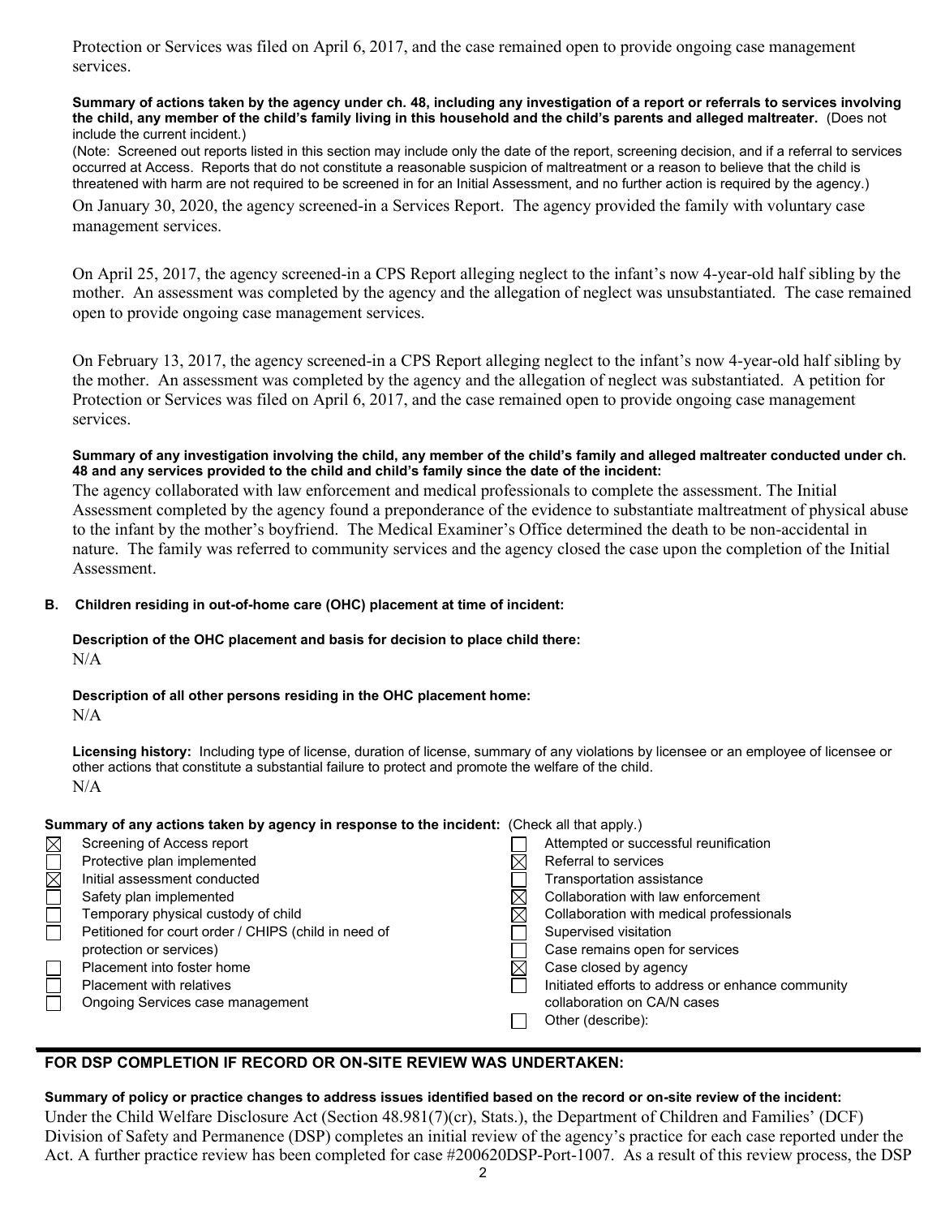Protection or Services was filed on April 6, 2017, and the case remained open to provide ongoing case management services.

**Summary of actions taken by the agency under ch. 48, including any investigation of a report or referrals to services involving the child, any member of the child's family living in this household and the child's parents and alleged maltreater.** (Does not include the current incident.)

(Note: Screened out reports listed in this section may include only the date of the report, screening decision, and if a referral to services occurred at Access. Reports that do not constitute a reasonable suspicion of maltreatment or a reason to believe that the child is threatened with harm are not required to be screened in for an Initial Assessment, and no further action is required by the agency.)

On January 30, 2020, the agency screened-in a Services Report. The agency provided the family with voluntary case management services.

On April 25, 2017, the agency screened-in a CPS Report alleging neglect to the infant's now 4-year-old half sibling by the mother. An assessment was completed by the agency and the allegation of neglect was unsubstantiated. The case remained open to provide ongoing case management services.

On February 13, 2017, the agency screened-in a CPS Report alleging neglect to the infant's now 4-year-old half sibling by the mother. An assessment was completed by the agency and the allegation of neglect was substantiated. A petition for Protection or Services was filed on April 6, 2017, and the case remained open to provide ongoing case management services.

**Summary of any investigation involving the child, any member of the child's family and alleged maltreater conducted under ch. 48 and any services provided to the child and child's family since the date of the incident:**

The agency collaborated with law enforcement and medical professionals to complete the assessment. The Initial Assessment completed by the agency found a preponderance of the evidence to substantiate maltreatment of physical abuse to the infant by the mother's boyfriend. The Medical Examiner's Office determined the death to be non-accidental in nature. The family was referred to community services and the agency closed the case upon the completion of the Initial Assessment.

**B. Children residing in out-of-home care (OHC) placement at time of incident:**

**Description of the OHC placement and basis for decision to place child there:**
N/A

**Description of all other persons residing in the OHC placement home:**
N/A

**Licensing history:** Including type of license, duration of license, summary of any violations by licensee or an employee of licensee or other actions that constitute a substantial failure to protect and promote the welfare of the child.
N/A

**Summary of any actions taken by agency in response to the incident:** (Check all that apply.)

- [x] Screening of Access report
- [ ] Protective plan implemented
- [x] Initial assessment conducted
- [ ] Safety plan implemented
- [ ] Temporary physical custody of child
- [ ] Petitioned for court order / CHIPS (child in need of protection or services)
- [ ] Placement into foster home
- [ ] Placement with relatives
- [ ] Ongoing Services case management
- [ ] Attempted or successful reunification
- [x] Referral to services
- [ ] Transportation assistance
- [x] Collaboration with law enforcement
- [x] Collaboration with medical professionals
- [ ] Supervised visitation
- [ ] Case remains open for services
- [x] Case closed by agency
- [ ] Initiated efforts to address or enhance community collaboration on CA/N cases
- [ ] Other (describe):

## FOR DSP COMPLETION IF RECORD OR ON-SITE REVIEW WAS UNDERTAKEN:

**Summary of policy or practice changes to address issues identified based on the record or on-site review of the incident:**

Under the Child Welfare Disclosure Act (Section 48.981(7)(cr), Stats.), the Department of Children and Families' (DCF) Division of Safety and Permanence (DSP) completes an initial review of the agency's practice for each case reported under the Act. A further practice review has been completed for case #200620DSP-Port-1007. As a result of this review process, the DSP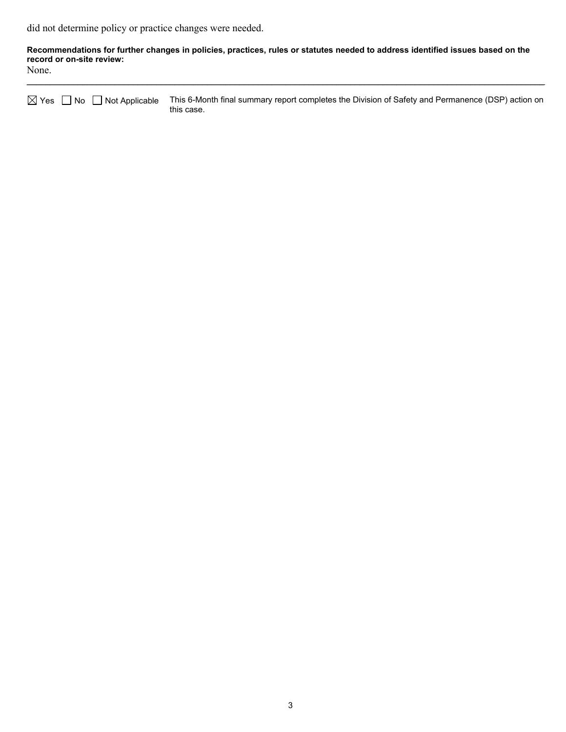did not determine policy or practice changes were needed.

**Recommendations for further changes in policies, practices, rules or statutes needed to address identified issues based on the record or on-site review:**
None.

---

☒ Yes ☐ No ☐ Not Applicable This 6-Month final summary report completes the Division of Safety and Permanence (DSP) action on this case.